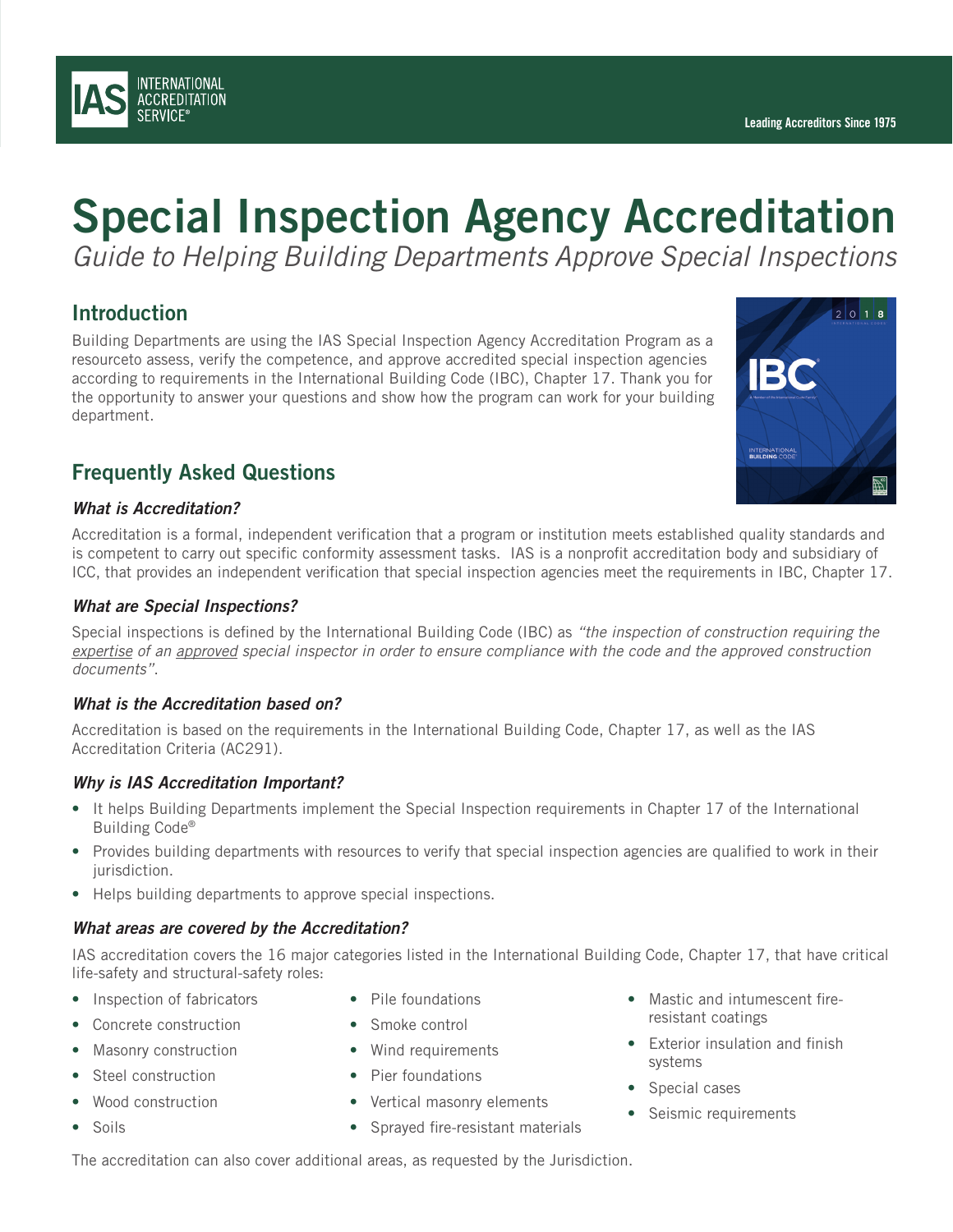# Special Inspection Agency Accreditation

*Guide to Helping Building Departments Approve Special Inspections*

## Introduction

Building Departments are using the IAS Special Inspection Agency Accreditation Program as a resourceto assess, verify the competence, and approve accredited special inspection agencies according to requirements in the International Building Code (IBC), Chapter 17. Thank you for the opportunity to answer your questions and show how the program can work for your building department.

## Frequently Asked Questions

### *What is Accreditation?*

Accreditation is a formal, independent verification that a program or institution meets established quality standards and is competent to carry out specific conformity assessment tasks. IAS is a nonprofit accreditation body and subsidiary of ICC, that provides an independent verification that special inspection agencies meet the requirements in IBC, Chapter 17.

### *What are Special Inspections?*

Special inspections is defined by the International Building Code (IBC) as *"the inspection of construction requiring the expertise of an approved special inspector in order to ensure compliance with the code and the approved construction documents"*.

### *What is the Accreditation based on?*

Accreditation is based on the requirements in the International Building Code, Chapter 17, as well as the IAS Accreditation Criteria (AC291).

### *Why is IAS Accreditation Important?*

- It helps Building Departments implement the Special Inspection requirements in Chapter 17 of the International Building Code®
- Provides building departments with resources to verify that special inspection agencies are qualified to work in their jurisdiction.
- Helps building departments to approve special inspections.

### *What areas are covered by the Accreditation?*

IAS accreditation covers the 16 major categories listed in the International Building Code, Chapter 17, that have critical life-safety and structural-safety roles:

- Inspection of fabricators
- Concrete construction
- Masonry construction
- Steel construction
- Wood construction
- Soils
- Pile foundations
- Smoke control
- Wind requirements
- Pier foundations
- Vertical masonry elements
- Sprayed fire-resistant materials
- Mastic and intumescent fire-resistant coatings
- Exterior insulation and finish systems
- Special cases
- Seismic requirements

The accreditation can also cover additional areas, as requested by the Jurisdiction.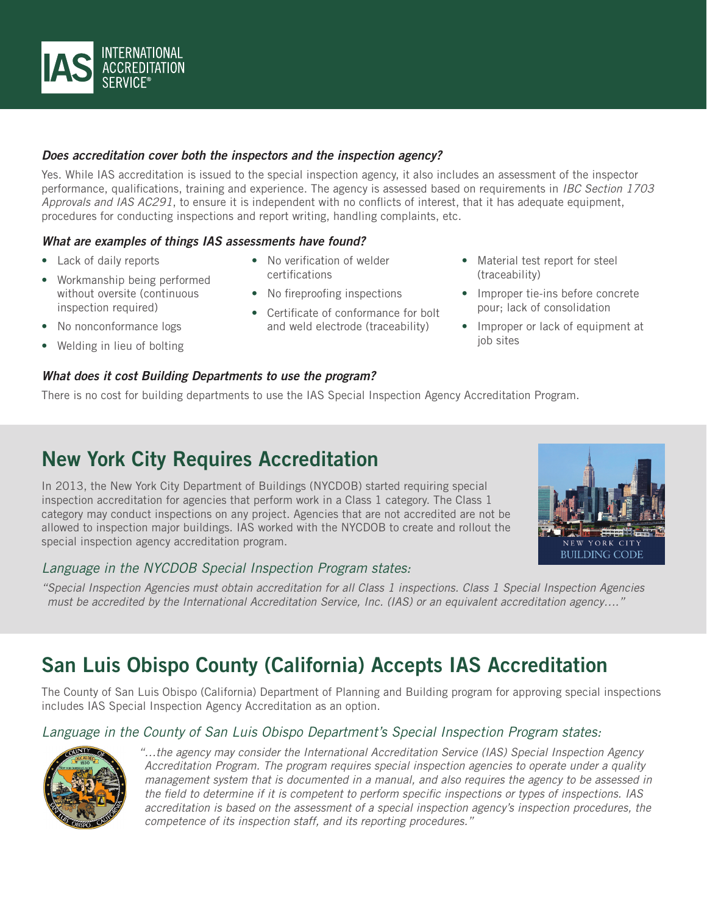***Does accreditation cover both the inspectors and the inspection agency?***

Yes. While IAS accreditation is issued to the special inspection agency, it also includes an assessment of the inspector performance, qualifications, training and experience. The agency is assessed based on requirements in *IBC Section 1703 Approvals and IAS AC291*, to ensure it is independent with no conflicts of interest, that it has adequate equipment, procedures for conducting inspections and report writing, handling complaints, etc.

***What are examples of things IAS assessments have found?***

- Lack of daily reports
- Workmanship being performed without oversite (continuous inspection required)
- No nonconformance logs
- Welding in lieu of bolting
- No verification of welder certifications
- No fireproofing inspections
- Certificate of conformance for bolt and weld electrode (traceability)
- Material test report for steel (traceability)
- Improper tie-ins before concrete pour; lack of consolidation
- Improper or lack of equipment at job sites

***What does it cost Building Departments to use the program?***

There is no cost for building departments to use the IAS Special Inspection Agency Accreditation Program.

## New York City Requires Accreditation

In 2013, the New York City Department of Buildings (NYCDOB) started requiring special inspection accreditation for agencies that perform work in a Class 1 category. The Class 1 category may conduct inspections on any project. Agencies that are not accredited are not be allowed to inspection major buildings. IAS worked with the NYCDOB to create and rollout the special inspection agency accreditation program.

NEW YORK CITY
BUILDING CODE

*Language in the NYCDOB Special Inspection Program states:*

*"Special Inspection Agencies must obtain accreditation for all Class 1 inspections. Class 1 Special Inspection Agencies must be accredited by the International Accreditation Service, Inc. (IAS) or an equivalent accreditation agency…."*

## San Luis Obispo County (California) Accepts IAS Accreditation

The County of San Luis Obispo (California) Department of Planning and Building program for approving special inspections includes IAS Special Inspection Agency Accreditation as an option.

*Language in the County of San Luis Obispo Department's Special Inspection Program states:*

*"…the agency may consider the International Accreditation Service (IAS) Special Inspection Agency Accreditation Program. The program requires special inspection agencies to operate under a quality management system that is documented in a manual, and also requires the agency to be assessed in the field to determine if it is competent to perform specific inspections or types of inspections. IAS accreditation is based on the assessment of a special inspection agency's inspection procedures, the competence of its inspection staff, and its reporting procedures."*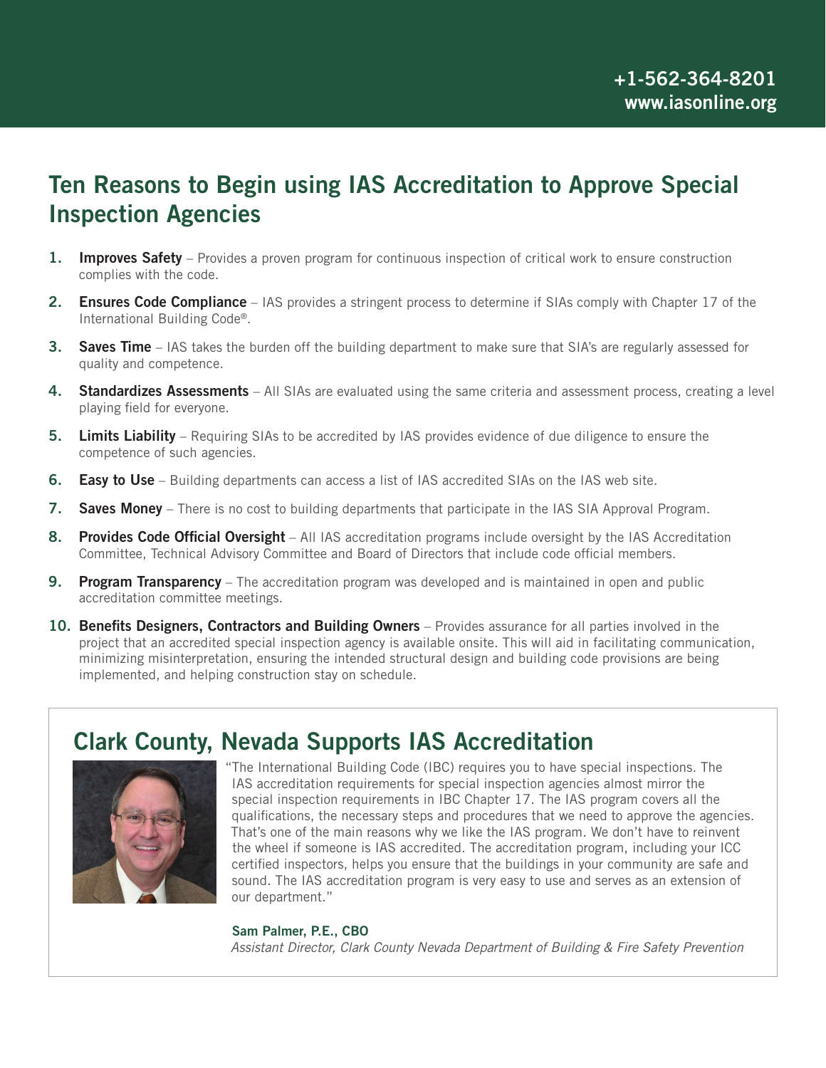+1-562-364-8201
www.iasonline.org

# Ten Reasons to Begin using IAS Accreditation to Approve Special Inspection Agencies

1. **Improves Safety** – Provides a proven program for continuous inspection of critical work to ensure construction complies with the code.
2. **Ensures Code Compliance** – IAS provides a stringent process to determine if SIAs comply with Chapter 17 of the International Building Code®.
3. **Saves Time** – IAS takes the burden off the building department to make sure that SIA's are regularly assessed for quality and competence.
4. **Standardizes Assessments** – All SIAs are evaluated using the same criteria and assessment process, creating a level playing field for everyone.
5. **Limits Liability** – Requiring SIAs to be accredited by IAS provides evidence of due diligence to ensure the competence of such agencies.
6. **Easy to Use** – Building departments can access a list of IAS accredited SIAs on the IAS web site.
7. **Saves Money** – There is no cost to building departments that participate in the IAS SIA Approval Program.
8. **Provides Code Official Oversight** – All IAS accreditation programs include oversight by the IAS Accreditation Committee, Technical Advisory Committee and Board of Directors that include code official members.
9. **Program Transparency** – The accreditation program was developed and is maintained in open and public accreditation committee meetings.
10. **Benefits Designers, Contractors and Building Owners** – Provides assurance for all parties involved in the project that an accredited special inspection agency is available onsite. This will aid in facilitating communication, minimizing misinterpretation, ensuring the intended structural design and building code provisions are being implemented, and helping construction stay on schedule.

## Clark County, Nevada Supports IAS Accreditation

"The International Building Code (IBC) requires you to have special inspections. The IAS accreditation requirements for special inspection agencies almost mirror the special inspection requirements in IBC Chapter 17. The IAS program covers all the qualifications, the necessary steps and procedures that we need to approve the agencies. That's one of the main reasons why we like the IAS program. We don't have to reinvent the wheel if someone is IAS accredited. The accreditation program, including your ICC certified inspectors, helps you ensure that the buildings in your community are safe and sound. The IAS accreditation program is very easy to use and serves as an extension of our department."

**Sam Palmer, P.E., CBO**
*Assistant Director, Clark County Nevada Department of Building & Fire Safety Prevention*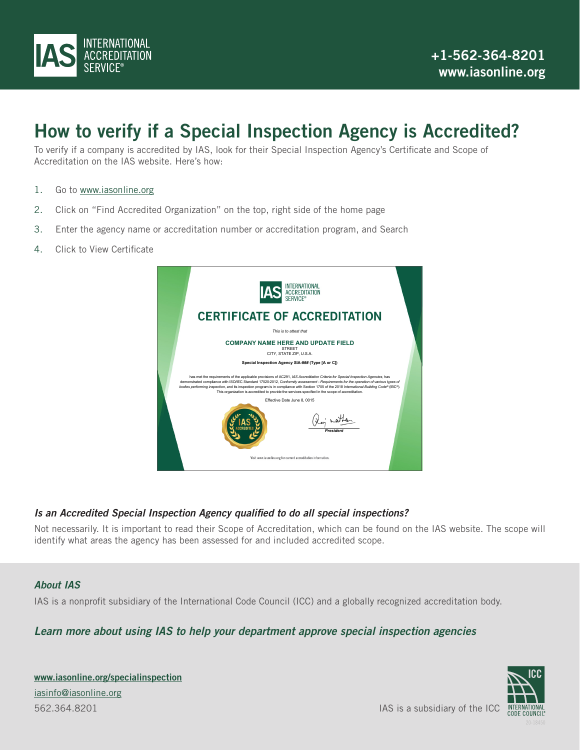INTERNATIONAL ACCREDITATION SERVICE®

+1-562-364-8201
www.iasonline.org

# How to verify if a Special Inspection Agency is Accredited?

To verify if a company is accredited by IAS, look for their Special Inspection Agency's Certificate and Scope of Accreditation on the IAS website. Here's how:

1. Go to www.iasonline.org
2. Click on "Find Accredited Organization" on the top, right side of the home page
3. Enter the agency name or accreditation number or accreditation program, and Search
4. Click to View Certificate

INTERNATIONAL ACCREDITATION SERVICE®

CERTIFICATE OF ACCREDITATION

*This is to attest that*

**COMPANY NAME HERE AND UPDATE FIELD**
STREET
CITY, STATE ZIP, U.S.A.

**Special Inspection Agency SIA-### (Type [A or C])**

has met the requirements of the applicable provisions of AC291, *IAS Accreditation Criteria for Special Inspection Agencies*, has demonstrated compliance with ISO/IEC Standard 17020:2012, *Conformity assessment - Requirements for the operation of various types of bodies performing inspection*, and its inspection program is in compliance with Section 1705 of the 2018 *International Building Code®* (IBC®). This organization is accredited to provide the services specified in the scope of accreditation.

Effective Date June 8, 0015

IAS ACCREDITED

*President*

Visit www.iasonline.org for current accreditation information.

### *Is an Accredited Special Inspection Agency qualified to do all special inspections?*

Not necessarily. It is important to read their Scope of Accreditation, which can be found on the IAS website. The scope will identify what areas the agency has been assessed for and included accredited scope.

### *About IAS*

IAS is a nonprofit subsidiary of the International Code Council (ICC) and a globally recognized accreditation body.

### *Learn more about using IAS to help your department approve special inspection agencies*

**www.iasonline.org/specialinspection**
iasinfo@iasonline.org
562.364.8201

IAS is a subsidiary of the ICC

ICC INTERNATIONAL CODE COUNCIL®

20-18450